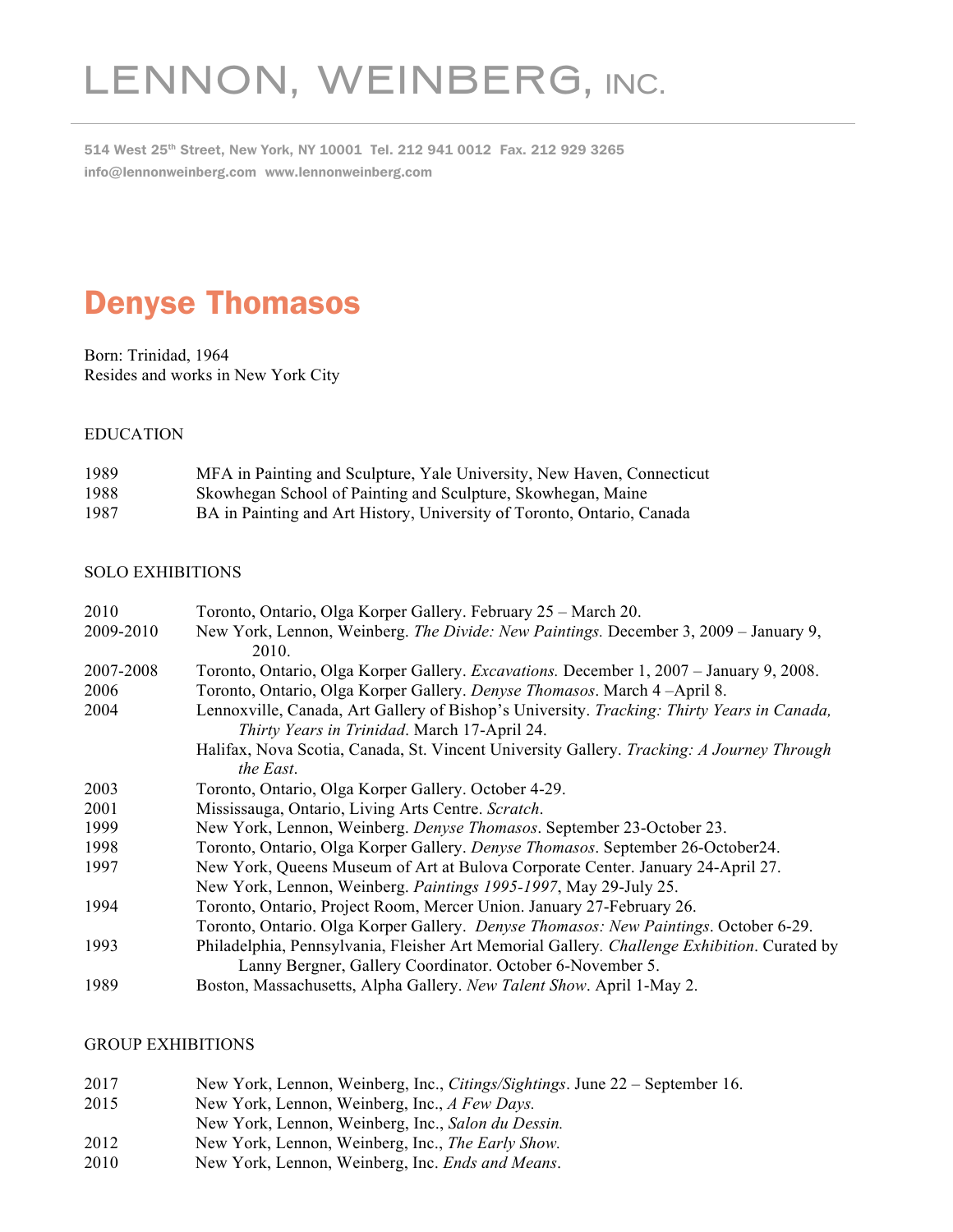# LENNON, WEINBERG, INC.

514 West 25th Street, New York, NY 10001  Tel. 212 941 0012  Fax. 212 929 3265
info@lennonweinberg.com  www.lennonweinberg.com

## Denyse Thomasos

Born: Trinidad, 1964
Resides and works in New York City

### EDUCATION

| | |
|---|---|
| 1989 | MFA in Painting and Sculpture, Yale University, New Haven, Connecticut |
| 1988 | Skowhegan School of Painting and Sculpture, Skowhegan, Maine |
| 1987 | BA in Painting and Art History, University of Toronto, Ontario, Canada |

### SOLO EXHIBITIONS

| | |
|---|---|
| 2010 | Toronto, Ontario, Olga Korper Gallery. February 25 – March 20. |
| 2009-2010 | New York, Lennon, Weinberg. *The Divide: New Paintings.* December 3, 2009 – January 9, 2010. |
| 2007-2008 | Toronto, Ontario, Olga Korper Gallery. *Excavations.* December 1, 2007 – January 9, 2008. |
| 2006 | Toronto, Ontario, Olga Korper Gallery. *Denyse Thomasos*. March 4 –April 8. |
| 2004 | Lennoxville, Canada, Art Gallery of Bishop's University. *Tracking: Thirty Years in Canada, Thirty Years in Trinidad*. March 17-April 24. |
| | Halifax, Nova Scotia, Canada, St. Vincent University Gallery. *Tracking: A Journey Through the East*. |
| 2003 | Toronto, Ontario, Olga Korper Gallery. October 4-29. |
| 2001 | Mississauga, Ontario, Living Arts Centre. *Scratch*. |
| 1999 | New York, Lennon, Weinberg. *Denyse Thomasos*. September 23-October 23. |
| 1998 | Toronto, Ontario, Olga Korper Gallery. *Denyse Thomasos*. September 26-October24. |
| 1997 | New York, Queens Museum of Art at Bulova Corporate Center. January 24-April 27. |
| | New York, Lennon, Weinberg. *Paintings 1995-1997*, May 29-July 25. |
| 1994 | Toronto, Ontario, Project Room, Mercer Union. January 27-February 26. |
| | Toronto, Ontario. Olga Korper Gallery. *Denyse Thomasos: New Paintings*. October 6-29. |
| 1993 | Philadelphia, Pennsylvania, Fleisher Art Memorial Gallery. *Challenge Exhibition*. Curated by Lanny Bergner, Gallery Coordinator. October 6-November 5. |
| 1989 | Boston, Massachusetts, Alpha Gallery. *New Talent Show*. April 1-May 2. |

### GROUP EXHIBITIONS

| | |
|---|---|
| 2017 | New York, Lennon, Weinberg, Inc., *Citings/Sightings*. June 22 – September 16. |
| 2015 | New York, Lennon, Weinberg, Inc., *A Few Days.* |
| | New York, Lennon, Weinberg, Inc., *Salon du Dessin.* |
| 2012 | New York, Lennon, Weinberg, Inc., *The Early Show.* |
| 2010 | New York, Lennon, Weinberg, Inc. *Ends and Means*. |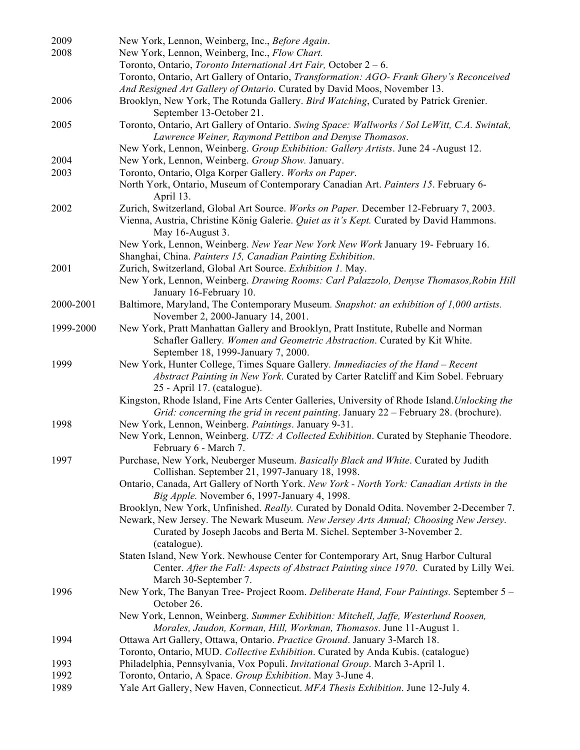2009 New York, Lennon, Weinberg, Inc., *Before Again*.

2008 New York, Lennon, Weinberg, Inc., *Flow Chart.*
Toronto, Ontario, *Toronto International Art Fair,* October 2 – 6.
Toronto, Ontario, Art Gallery of Ontario, *Transformation: AGO- Frank Ghery's Reconceived And Resigned Art Gallery of Ontario.* Curated by David Moos, November 13.

2006 Brooklyn, New York, The Rotunda Gallery. *Bird Watching*, Curated by Patrick Grenier. September 13-October 21.

2005 Toronto, Ontario, Art Gallery of Ontario. *Swing Space: Wallworks / Sol LeWitt, C.A. Swintak, Lawrence Weiner, Raymond Pettibon and Denyse Thomasos*.
New York, Lennon, Weinberg. *Group Exhibition: Gallery Artists*. June 24 -August 12.

2004 New York, Lennon, Weinberg. *Group Show.* January.

2003 Toronto, Ontario, Olga Korper Gallery. *Works on Paper*.
North York, Ontario, Museum of Contemporary Canadian Art. *Painters 15*. February 6-April 13.

2002 Zurich, Switzerland, Global Art Source. *Works on Paper.* December 12-February 7, 2003.
Vienna, Austria, Christine König Galerie. *Quiet as it's Kept.* Curated by David Hammons. May 16-August 3.
New York, Lennon, Weinberg. *New Year New York New Work* January 19- February 16.
Shanghai, China. *Painters 15, Canadian Painting Exhibition*.

2001 Zurich, Switzerland, Global Art Source. *Exhibition 1.* May.
New York, Lennon, Weinberg. *Drawing Rooms: Carl Palazzolo, Denyse Thomasos,Robin Hill* January 16-February 10.

2000-2001 Baltimore, Maryland, The Contemporary Museum*. Snapshot: an exhibition of 1,000 artists.* November 2, 2000-January 14, 2001.

1999-2000 New York, Pratt Manhattan Gallery and Brooklyn, Pratt Institute, Rubelle and Norman Schafler Gallery*. Women and Geometric Abstraction*. Curated by Kit White. September 18, 1999-January 7, 2000.

1999 New York, Hunter College, Times Square Gallery*. Immediacies of the Hand – Recent Abstract Painting in New York*. Curated by Carter Ratcliff and Kim Sobel. February 25 - April 17. (catalogue).
Kingston, Rhode Island, Fine Arts Center Galleries, University of Rhode Island.*Unlocking the Grid: concerning the grid in recent painting*. January 22 – February 28. (brochure).

1998 New York, Lennon, Weinberg. *Paintings*. January 9-31.
New York, Lennon, Weinberg. *UTZ: A Collected Exhibition*. Curated by Stephanie Theodore. February 6 - March 7.

1997 Purchase, New York, Neuberger Museum. *Basically Black and White*. Curated by Judith Collishan. September 21, 1997-January 18, 1998.
Ontario, Canada, Art Gallery of North York. *New York - North York: Canadian Artists in the Big Apple.* November 6, 1997-January 4, 1998.
Brooklyn, New York, Unfinished. *Really.* Curated by Donald Odita. November 2-December 7.
Newark, New Jersey. The Newark Museum*. New Jersey Arts Annual; Choosing New Jersey*. Curated by Joseph Jacobs and Berta M. Sichel. September 3-November 2. (catalogue).
Staten Island, New York. Newhouse Center for Contemporary Art, Snug Harbor Cultural Center. *After the Fall: Aspects of Abstract Painting since 1970*. Curated by Lilly Wei. March 30-September 7.

1996 New York, The Banyan Tree- Project Room. *Deliberate Hand, Four Paintings.* September 5 – October 26.
New York, Lennon, Weinberg. *Summer Exhibition: Mitchell, Jaffe, Westerlund Roosen, Morales, Jaudon, Korman, Hill, Workman, Thomasos*. June 11-August 1.

1994 Ottawa Art Gallery, Ottawa, Ontario. *Practice Ground*. January 3-March 18.
Toronto, Ontario, MUD. *Collective Exhibition*. Curated by Anda Kubis. (catalogue)

1993 Philadelphia, Pennsylvania, Vox Populi. *Invitational Group*. March 3-April 1.

1992 Toronto, Ontario, A Space. *Group Exhibition*. May 3-June 4.

1989 Yale Art Gallery, New Haven, Connecticut. *MFA Thesis Exhibition*. June 12-July 4.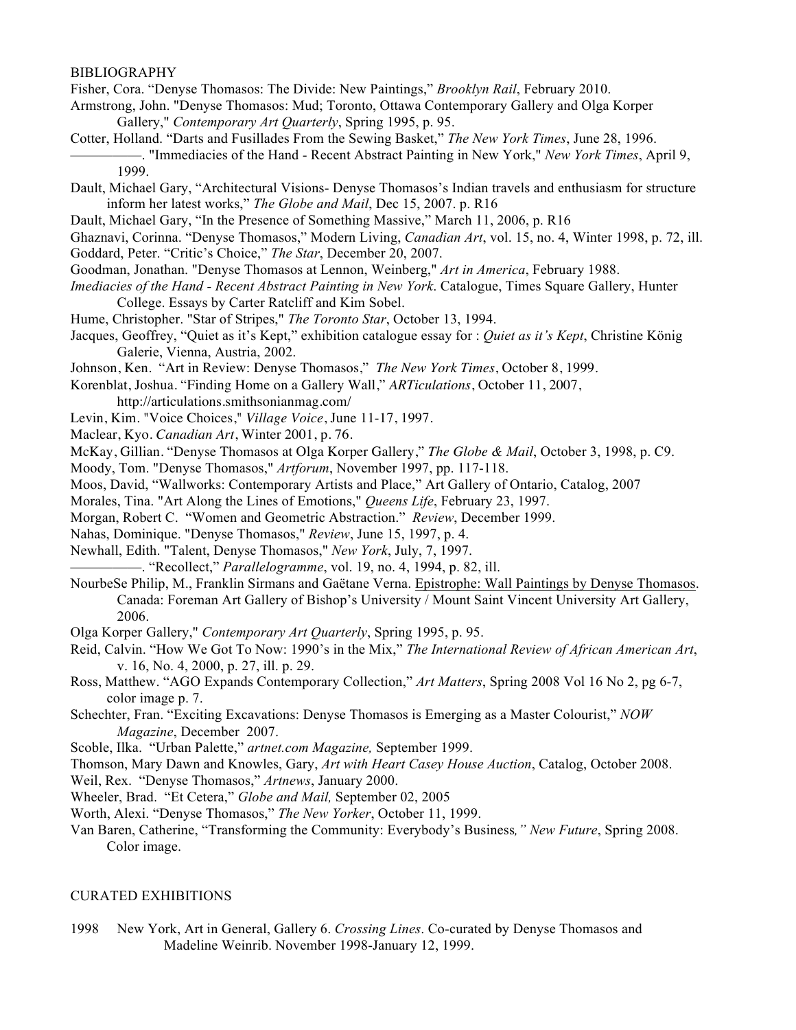BIBLIOGRAPHY

Fisher, Cora. “Denyse Thomasos: The Divide: New Paintings,” *Brooklyn Rail*, February 2010.

Armstrong, John. "Denyse Thomasos: Mud; Toronto, Ottawa Contemporary Gallery and Olga Korper Gallery," *Contemporary Art Quarterly*, Spring 1995, p. 95.

Cotter, Holland. “Darts and Fusillades From the Sewing Basket,” *The New York Times*, June 28, 1996.

—————. "Immediacies of the Hand - Recent Abstract Painting in New York," *New York Times*, April 9, 1999.

Dault, Michael Gary, “Architectural Visions- Denyse Thomasos’s Indian travels and enthusiasm for structure inform her latest works,” *The Globe and Mail*, Dec 15, 2007. p. R16

Dault, Michael Gary, “In the Presence of Something Massive,” March 11, 2006, p. R16

Ghaznavi, Corinna. “Denyse Thomasos,” Modern Living, *Canadian Art*, vol. 15, no. 4, Winter 1998, p. 72, ill.

Goddard, Peter. “Critic’s Choice,” *The Star*, December 20, 2007.

Goodman, Jonathan. "Denyse Thomasos at Lennon, Weinberg," *Art in America*, February 1988.

*Imediacies of the Hand - Recent Abstract Painting in New York*. Catalogue, Times Square Gallery, Hunter College. Essays by Carter Ratcliff and Kim Sobel.

Hume, Christopher. "Star of Stripes," *The Toronto Star*, October 13, 1994.

Jacques, Geoffrey, “Quiet as it’s Kept,” exhibition catalogue essay for : *Quiet as it’s Kept*, Christine König Galerie, Vienna, Austria, 2002.

Johnson, Ken. “Art in Review: Denyse Thomasos,” *The New York Times*, October 8, 1999.

Korenblat, Joshua. “Finding Home on a Gallery Wall,” *ARTiculations*, October 11, 2007, http://articulations.smithsonianmag.com/

Levin, Kim. "Voice Choices," *Village Voice*, June 11-17, 1997.

Maclear, Kyo. *Canadian Art*, Winter 2001, p. 76.

McKay, Gillian. “Denyse Thomasos at Olga Korper Gallery,” *The Globe & Mail*, October 3, 1998, p. C9.

Moody, Tom. "Denyse Thomasos," *Artforum*, November 1997, pp. 117-118.

Moos, David, “Wallworks: Contemporary Artists and Place,” Art Gallery of Ontario, Catalog, 2007

Morales, Tina. "Art Along the Lines of Emotions," *Queens Life*, February 23, 1997.

Morgan, Robert C. “Women and Geometric Abstraction.” *Review*, December 1999.

Nahas, Dominique. "Denyse Thomasos," *Review*, June 15, 1997, p. 4.

Newhall, Edith. "Talent, Denyse Thomasos," *New York*, July, 7, 1997.

—————. “Recollect,” *Parallelogramme*, vol. 19, no. 4, 1994, p. 82, ill.

NourbeSe Philip, M., Franklin Sirmans and Gaëtane Verna. Epistrophe: Wall Paintings by Denyse Thomasos. Canada: Foreman Art Gallery of Bishop’s University / Mount Saint Vincent University Art Gallery, 2006.

Olga Korper Gallery," *Contemporary Art Quarterly*, Spring 1995, p. 95.

Reid, Calvin. “How We Got To Now: 1990’s in the Mix,” *The International Review of African American Art*, v. 16, No. 4, 2000, p. 27, ill. p. 29.

Ross, Matthew. “AGO Expands Contemporary Collection,” *Art Matters*, Spring 2008 Vol 16 No 2, pg 6-7, color image p. 7.

Schechter, Fran. “Exciting Excavations: Denyse Thomasos is Emerging as a Master Colourist,” *NOW Magazine*, December 2007.

Scoble, Ilka. “Urban Palette,” *artnet.com Magazine,* September 1999.

Thomson, Mary Dawn and Knowles, Gary, *Art with Heart Casey House Auction*, Catalog, October 2008.

Weil, Rex. “Denyse Thomasos,” *Artnews*, January 2000.

Wheeler, Brad. “Et Cetera,” *Globe and Mail,* September 02, 2005

Worth, Alexi. “Denyse Thomasos,” *The New Yorker*, October 11, 1999.

Van Baren, Catherine, “Transforming the Community: Everybody’s Business*,” New Future*, Spring 2008. Color image.

CURATED EXHIBITIONS

1998 New York, Art in General, Gallery 6. *Crossing Lines*. Co-curated by Denyse Thomasos and Madeline Weinrib. November 1998-January 12, 1999.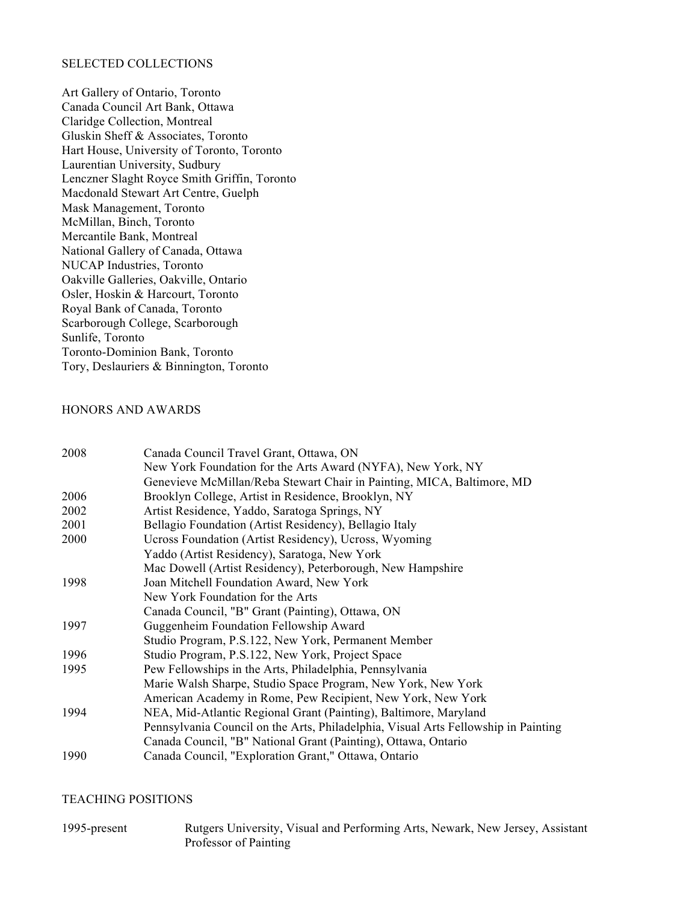## SELECTED COLLECTIONS

Art Gallery of Ontario, Toronto
Canada Council Art Bank, Ottawa
Claridge Collection, Montreal
Gluskin Sheff & Associates, Toronto
Hart House, University of Toronto, Toronto
Laurentian University, Sudbury
Lenczner Slaght Royce Smith Griffin, Toronto
Macdonald Stewart Art Centre, Guelph
Mask Management, Toronto
McMillan, Binch, Toronto
Mercantile Bank, Montreal
National Gallery of Canada, Ottawa
NUCAP Industries, Toronto
Oakville Galleries, Oakville, Ontario
Osler, Hoskin & Harcourt, Toronto
Royal Bank of Canada, Toronto
Scarborough College, Scarborough
Sunlife, Toronto
Toronto-Dominion Bank, Toronto
Tory, Deslauriers & Binnington, Toronto

## HONORS AND AWARDS

| | |
|---|---|
| 2008 | Canada Council Travel Grant, Ottawa, ON |
| | New York Foundation for the Arts Award (NYFA), New York, NY |
| | Genevieve McMillan/Reba Stewart Chair in Painting, MICA, Baltimore, MD |
| 2006 | Brooklyn College, Artist in Residence, Brooklyn, NY |
| 2002 | Artist Residence, Yaddo, Saratoga Springs, NY |
| 2001 | Bellagio Foundation (Artist Residency), Bellagio Italy |
| 2000 | Ucross Foundation (Artist Residency), Ucross, Wyoming |
| | Yaddo (Artist Residency), Saratoga, New York |
| | Mac Dowell (Artist Residency), Peterborough, New Hampshire |
| 1998 | Joan Mitchell Foundation Award, New York |
| | New York Foundation for the Arts |
| | Canada Council, "B" Grant (Painting), Ottawa, ON |
| 1997 | Guggenheim Foundation Fellowship Award |
| | Studio Program, P.S.122, New York, Permanent Member |
| 1996 | Studio Program, P.S.122, New York, Project Space |
| 1995 | Pew Fellowships in the Arts, Philadelphia, Pennsylvania |
| | Marie Walsh Sharpe, Studio Space Program, New York, New York |
| | American Academy in Rome, Pew Recipient, New York, New York |
| 1994 | NEA, Mid-Atlantic Regional Grant (Painting), Baltimore, Maryland |
| | Pennsylvania Council on the Arts, Philadelphia, Visual Arts Fellowship in Painting |
| | Canada Council, "B" National Grant (Painting), Ottawa, Ontario |
| 1990 | Canada Council, "Exploration Grant," Ottawa, Ontario |

## TEACHING POSITIONS

| | |
|---|---|
| 1995-present | Rutgers University, Visual and Performing Arts, Newark, New Jersey, Assistant Professor of Painting |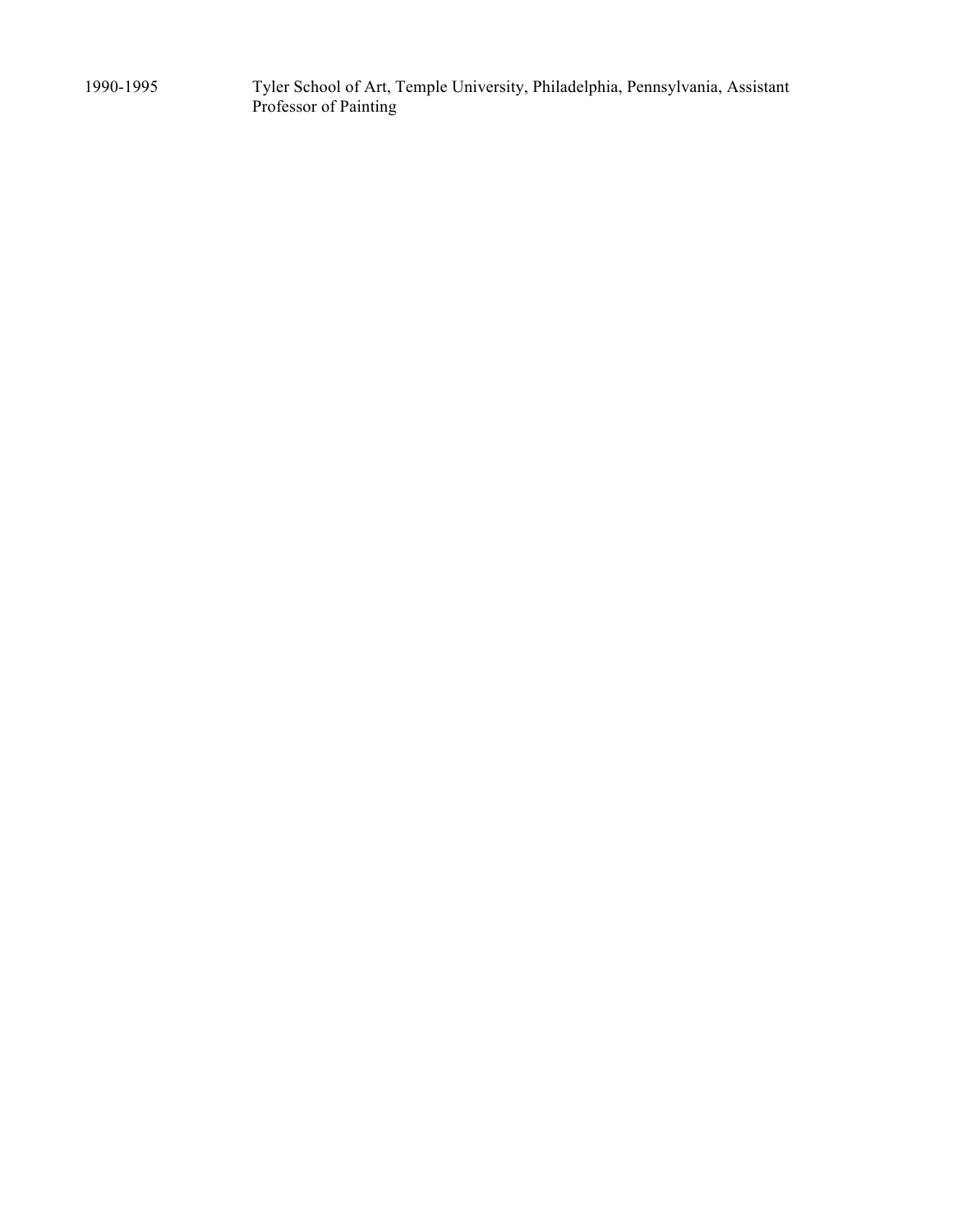1990-1995 Tyler School of Art, Temple University, Philadelphia, Pennsylvania, Assistant Professor of Painting